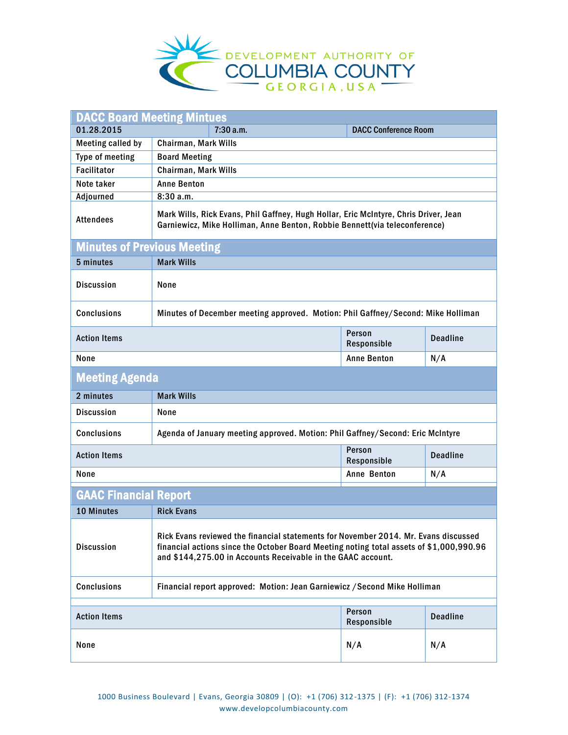DEVELOPMENT AUTHORITY OF
COLUMBIA COUNTY
GEORGIA, USA

## DACC Board Meeting Mintues

| 01.28.2015 | 7:30 a.m. | DACC Conference Room |
|---|---|---|
| Meeting called by | Chairman, Mark Wills | |
| Type of meeting | Board Meeting | |
| Facilitator | Chairman, Mark Wills | |
| Note taker | Anne Benton | |
| Adjourned | 8:30 a.m. | |
| Attendees | Mark Wills, Rick Evans, Phil Gaffney, Hugh Hollar, Eric McIntyre, Chris Driver, Jean Garniewicz, Mike Holliman, Anne Benton, Robbie Bennett(via teleconference) | |

## Minutes of Previous Meeting

| 5 minutes | Mark Wills |
|---|---|
| Discussion | None |
| Conclusions | Minutes of December meeting approved. Motion: Phil Gaffney/Second: Mike Holliman |

| Action Items | Person Responsible | Deadline |
|---|---|---|
| None | Anne Benton | N/A |

## Meeting Agenda

| 2 minutes | Mark Wills |
|---|---|
| Discussion | None |
| Conclusions | Agenda of January meeting approved. Motion: Phil Gaffney/Second: Eric McIntyre |

| Action Items | Person Responsible | Deadline |
|---|---|---|
| None | Anne Benton | N/A |

## GAAC Financial Report

| 10 Minutes | Rick Evans |
|---|---|
| Discussion | Rick Evans reviewed the financial statements for November 2014. Mr. Evans discussed financial actions since the October Board Meeting noting total assets of $1,000,990.96 and $144,275.00 in Accounts Receivable in the GAAC account. |
| Conclusions | Financial report approved: Motion: Jean Garniewicz /Second Mike Holliman |

| Action Items | Person Responsible | Deadline |
|---|---|---|
| None | N/A | N/A |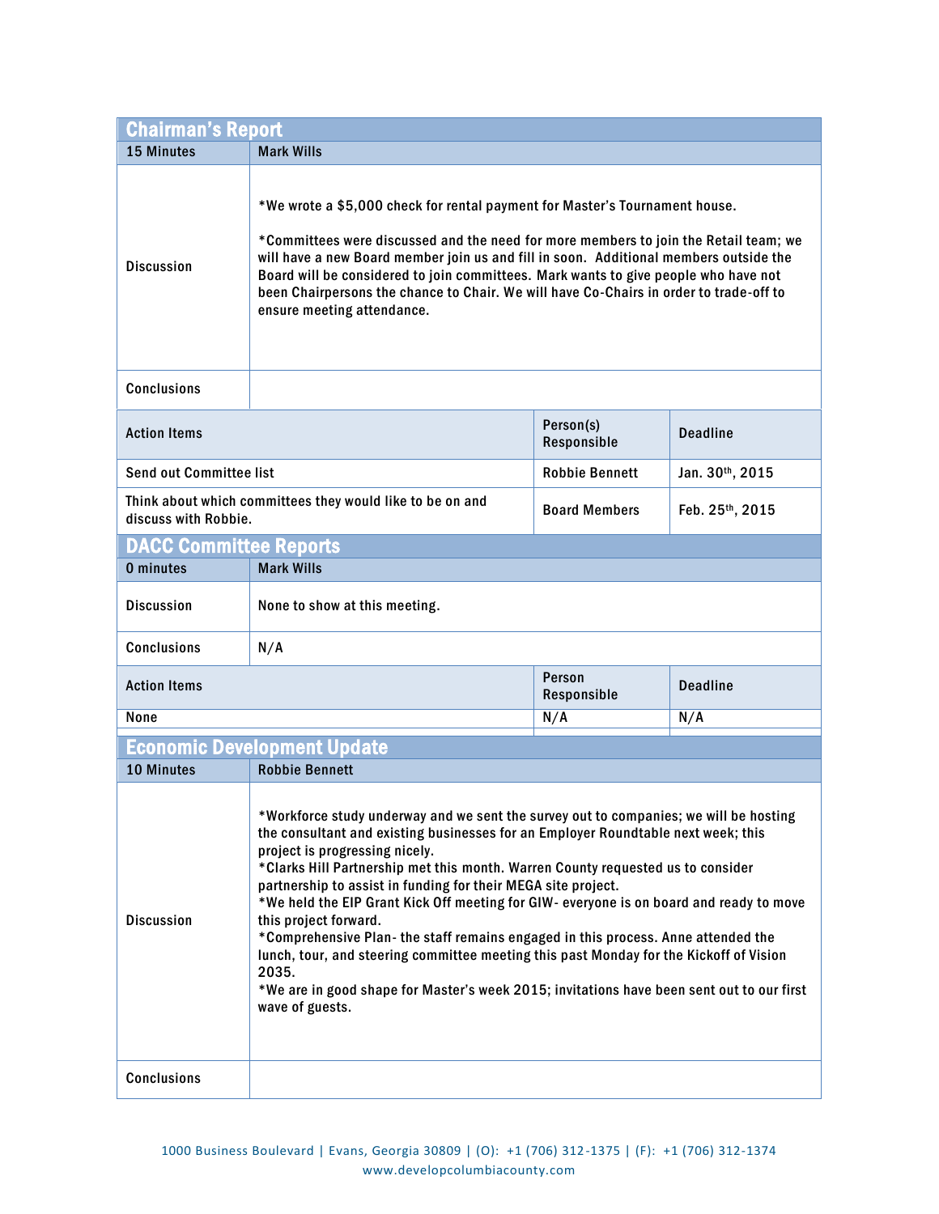## Chairman's Report

| 15 Minutes | Mark Wills | |
|---|---|---|
| Discussion | *We wrote a $5,000 check for rental payment for Master's Tournament house.<br><br>*Committees were discussed and the need for more members to join the Retail team; we will have a new Board member join us and fill in soon. Additional members outside the Board will be considered to join committees. Mark wants to give people who have not been Chairpersons the chance to Chair. We will have Co-Chairs in order to trade-off to ensure meeting attendance. | |
| Conclusions | | |

| Action Items | Person(s) Responsible | Deadline |
|---|---|---|
| Send out Committee list | Robbie Bennett | Jan. 30th, 2015 |
| Think about which committees they would like to be on and discuss with Robbie. | Board Members | Feb. 25th, 2015 |

## DACC Committee Reports

| 0 minutes | Mark Wills |
|---|---|
| Discussion | None to show at this meeting. |
| Conclusions | N/A |

| Action Items | Person Responsible | Deadline |
|---|---|---|
| None | N/A | N/A |

## Economic Development Update

| 10 Minutes | Robbie Bennett |
|---|---|
| Discussion | *Workforce study underway and we sent the survey out to companies; we will be hosting the consultant and existing businesses for an Employer Roundtable next week; this project is progressing nicely.<br>*Clarks Hill Partnership met this month. Warren County requested us to consider partnership to assist in funding for their MEGA site project.<br>*We held the EIP Grant Kick Off meeting for GIW- everyone is on board and ready to move this project forward.<br>*Comprehensive Plan- the staff remains engaged in this process. Anne attended the lunch, tour, and steering committee meeting this past Monday for the Kickoff of Vision 2035.<br>*We are in good shape for Master's week 2015; invitations have been sent out to our first wave of guests. |
| Conclusions | |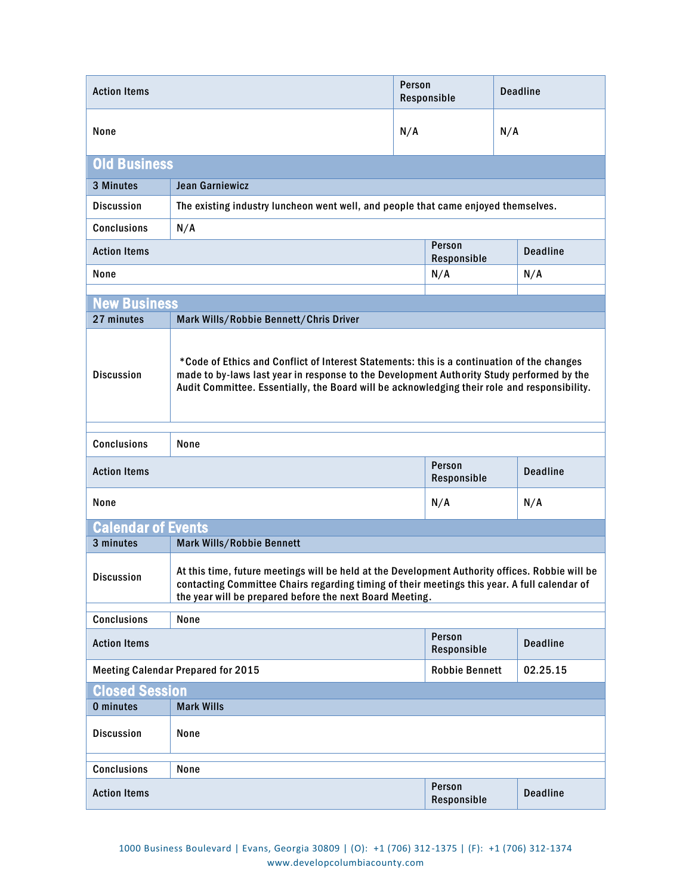| Action Items | Person Responsible | Deadline |
|---|---|---|
| None | N/A | N/A |

## Old Business

| 3 Minutes | Jean Garniewicz |
|---|---|
| Discussion | The existing industry luncheon went well, and people that came enjoyed themselves. |
| Conclusions | N/A |

| Action Items | Person Responsible | Deadline |
|---|---|---|
| None | N/A | N/A |

## New Business

| 27 minutes | Mark Wills/Robbie Bennett/Chris Driver |
|---|---|
| Discussion | *Code of Ethics and Conflict of Interest Statements: this is a continuation of the changes made to by-laws last year in response to the Development Authority Study performed by the Audit Committee. Essentially, the Board will be acknowledging their role and responsibility. |
| Conclusions | None |

| Action Items | Person Responsible | Deadline |
|---|---|---|
| None | N/A | N/A |

## Calendar of Events

| 3 minutes | Mark Wills/Robbie Bennett |
|---|---|
| Discussion | At this time, future meetings will be held at the Development Authority offices. Robbie will be contacting Committee Chairs regarding timing of their meetings this year. A full calendar of the year will be prepared before the next Board Meeting. |
| Conclusions | None |

| Action Items | Person Responsible | Deadline |
|---|---|---|
| Meeting Calendar Prepared for 2015 | Robbie Bennett | 02.25.15 |

## Closed Session

| 0 minutes | Mark Wills |
|---|---|
| Discussion | None |
| Conclusions | None |

| Action Items | Person Responsible | Deadline |
|---|---|---|

1000 Business Boulevard | Evans, Georgia 30809 | (O): +1 (706) 312-1375 | (F): +1 (706) 312-1374
www.developcolumbiacounty.com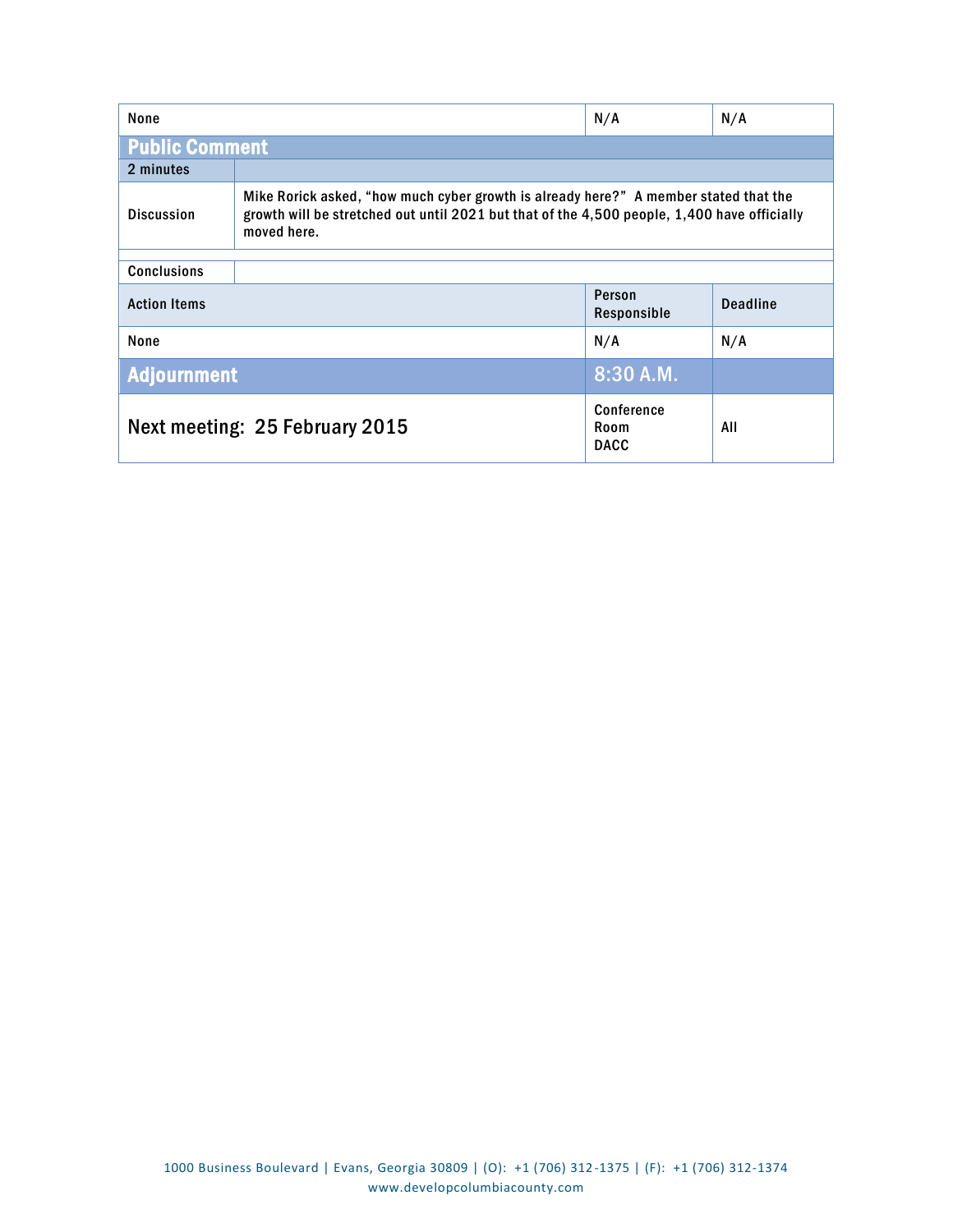| | | |
|---|---|---|
| None | N/A | N/A |

## Public Comment

| | |
|---|---|
| 2 minutes | |
| Discussion | Mike Rorick asked, "how much cyber growth is already here?" A member stated that the growth will be stretched out until 2021 but that of the 4,500 people, 1,400 have officially moved here. |
| Conclusions | |

| Action Items | Person Responsible | Deadline |
|---|---|---|
| None | N/A | N/A |

## Adjournment — 8:30 A.M.

| | | |
|---|---|---|
| Next meeting: 25 February 2015 | Conference Room DACC | All |